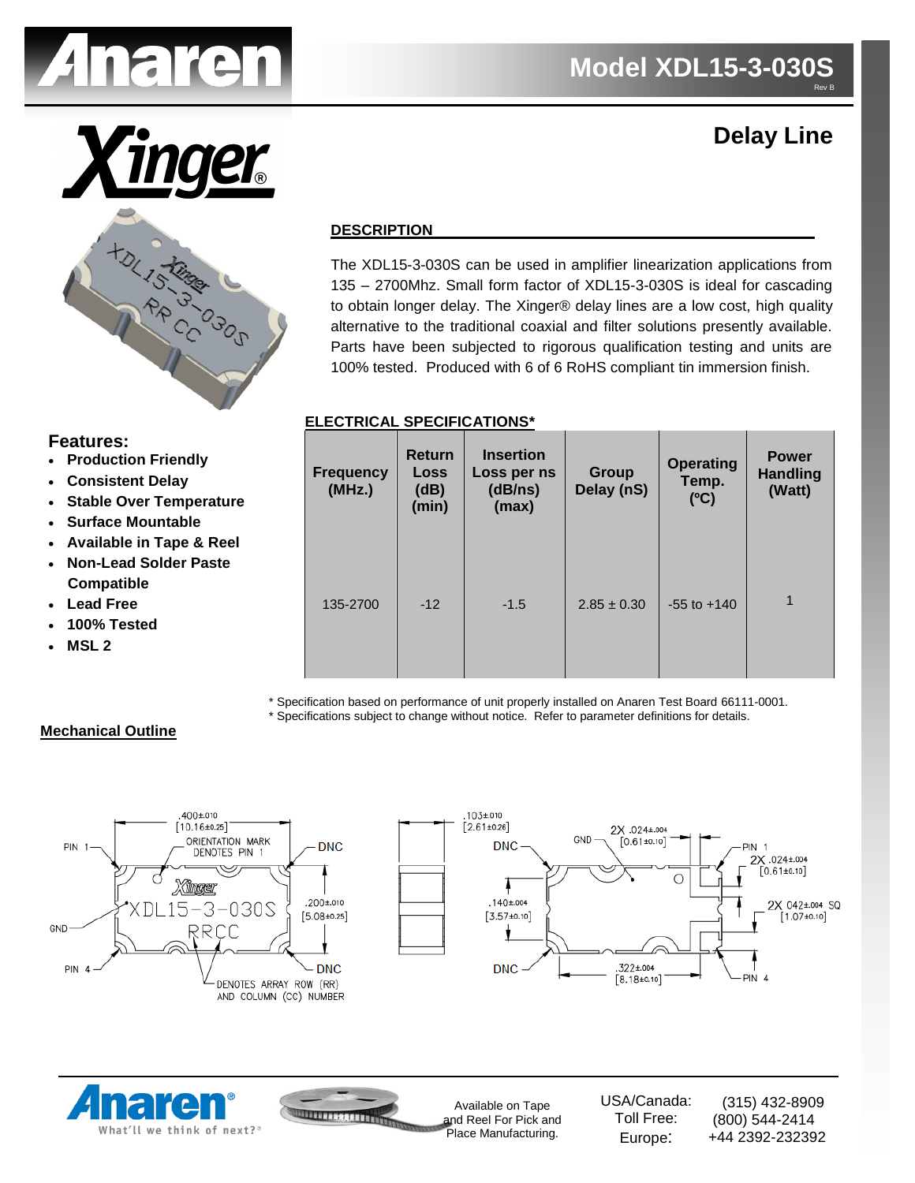# Model XDL15-3-030S

Rev B

## Delay Line

### DESCRIPTION

The XDL15-3-030S can be used in amplifier linearization applications from 135 – 2700Mhz. Small form factor of XDL15-3-030S is ideal for cascading to obtain longer delay. The Xinger® delay lines are a low cost, high quality alternative to the traditional coaxial and filter solutions presently available. Parts have been subjected to rigorous qualification testing and units are 100% tested. Produced with 6 of 6 RoHS compliant tin immersion finish.

### Features:

- Production Friendly
- Consistent Delay
- Stable Over Temperature
- Surface Mountable
- Available in Tape & Reel
- Non-Lead Solder Paste Compatible
- Lead Free
- 100% Tested
- MSL 2

### ELECTRICAL SPECIFICATIONS*

| Frequency (MHz.) | Return Loss (dB) (min) | Insertion Loss per ns (dB/ns) (max) | Group Delay (nS) | Operating Temp. (ºC) | Power Handling (Watt) |
|---|---|---|---|---|---|
| 135-2700 | -12 | -1.5 | 2.85 ± 0.30 | -55 to +140 | 1 |

\* Specification based on performance of unit properly installed on Anaren Test Board 66111-0001.
\* Specifications subject to change without notice. Refer to parameter definitions for details.

### Mechanical Outline

Available on Tape and Reel For Pick and Place Manufacturing.

| | |
|---|---|
| USA/Canada: | (315) 432-8909 |
| Toll Free: | (800) 544-2414 |
| Europe: | +44 2392-232392 |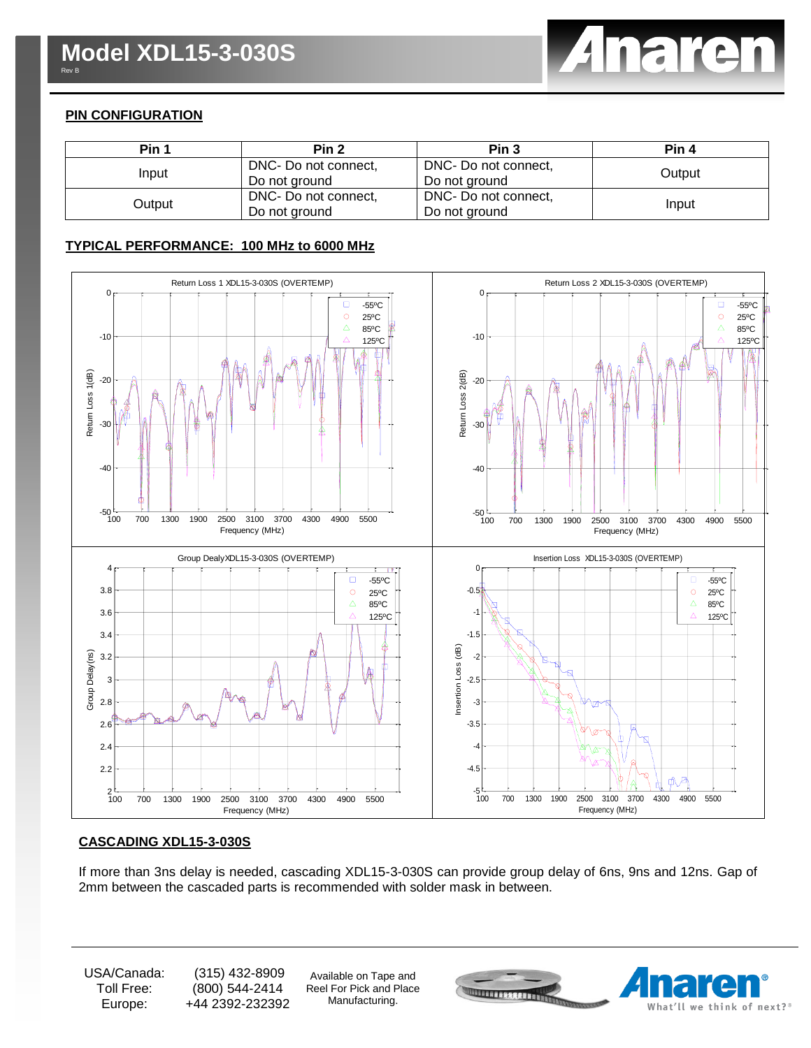# Model XDL15-3-030S

Rev B

## PIN CONFIGURATION

| Pin 1 | Pin 2 | Pin 3 | Pin 4 |
|---|---|---|---|
| Input | DNC- Do not connect, Do not ground | DNC- Do not connect, Do not ground | Output |
| Output | DNC- Do not connect, Do not ground | DNC- Do not connect, Do not ground | Input |

## TYPICAL PERFORMANCE: 100 MHz to 6000 MHz

## CASCADING XDL15-3-030S

If more than 3ns delay is needed, cascading XDL15-3-030S can provide group delay of 6ns, 9ns and 12ns. Gap of 2mm between the cascaded parts is recommended with solder mask in between.

USA/Canada: (315) 432-8909
Toll Free: (800) 544-2414
Europe: +44 2392-232392

Available on Tape and Reel For Pick and Place Manufacturing.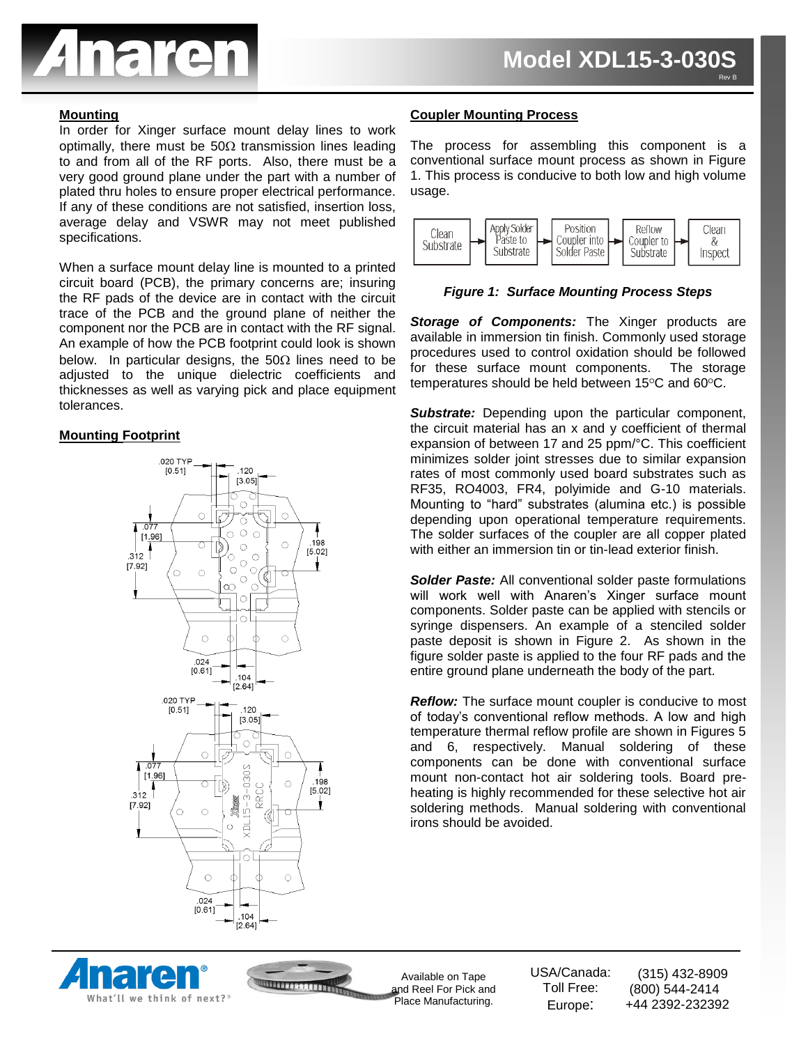## Mounting

In order for Xinger surface mount delay lines to work optimally, there must be 50Ω transmission lines leading to and from all of the RF ports. Also, there must be a very good ground plane under the part with a number of plated thru holes to ensure proper electrical performance. If any of these conditions are not satisfied, insertion loss, average delay and VSWR may not meet published specifications.

When a surface mount delay line is mounted to a printed circuit board (PCB), the primary concerns are; insuring the RF pads of the device are in contact with the circuit trace of the PCB and the ground plane of neither the component nor the PCB are in contact with the RF signal. An example of how the PCB footprint could look is shown below. In particular designs, the 50Ω lines need to be adjusted to the unique dielectric coefficients and thicknesses as well as varying pick and place equipment tolerances.

## Mounting Footprint

## Coupler Mounting Process

The process for assembling this component is a conventional surface mount process as shown in Figure 1. This process is conducive to both low and high volume usage.

Clean Substrate → Apply Solder Paste to Substrate → Position Coupler into Solder Paste → Reflow Coupler to Substrate → Clean & Inspect

***Figure 1: Surface Mounting Process Steps***

***Storage of Components:*** The Xinger products are available in immersion tin finish. Commonly used storage procedures used to control oxidation should be followed for these surface mount components. The storage temperatures should be held between 15°C and 60°C.

***Substrate:*** Depending upon the particular component, the circuit material has an x and y coefficient of thermal expansion of between 17 and 25 ppm/°C. This coefficient minimizes solder joint stresses due to similar expansion rates of most commonly used board substrates such as RF35, RO4003, FR4, polyimide and G-10 materials. Mounting to "hard" substrates (alumina etc.) is possible depending upon operational temperature requirements. The solder surfaces of the coupler are all copper plated with either an immersion tin or tin-lead exterior finish.

***Solder Paste:*** All conventional solder paste formulations will work well with Anaren's Xinger surface mount components. Solder paste can be applied with stencils or syringe dispensers. An example of a stenciled solder paste deposit is shown in Figure 2. As shown in the figure solder paste is applied to the four RF pads and the entire ground plane underneath the body of the part.

***Reflow:*** The surface mount coupler is conducive to most of today's conventional reflow methods. A low and high temperature thermal reflow profile are shown in Figures 5 and 6, respectively. Manual soldering of these components can be done with conventional surface mount non-contact hot air soldering tools. Board pre-heating is highly recommended for these selective hot air soldering methods. Manual soldering with conventional irons should be avoided.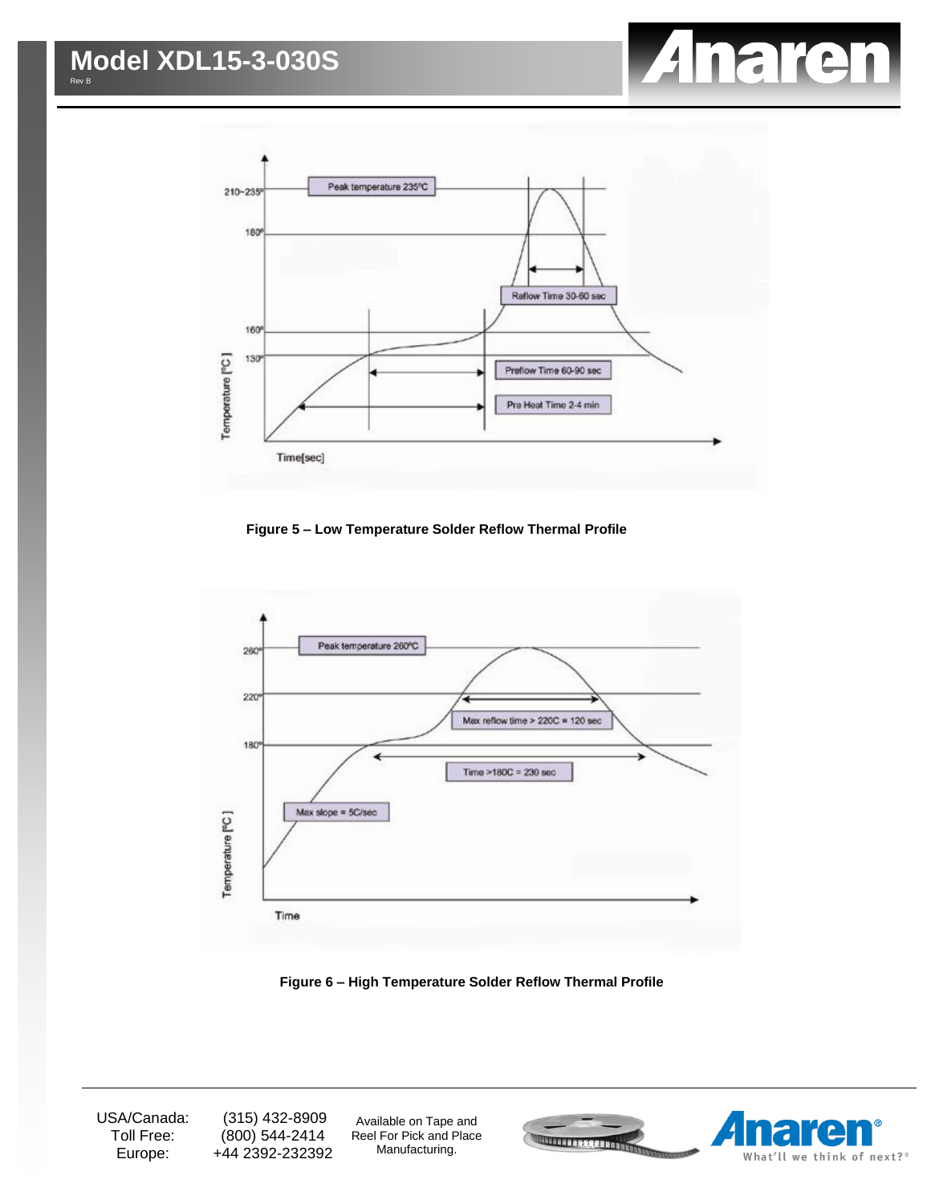Figure 5 – Low Temperature Solder Reflow Thermal Profile

Figure 6 – High Temperature Solder Reflow Thermal Profile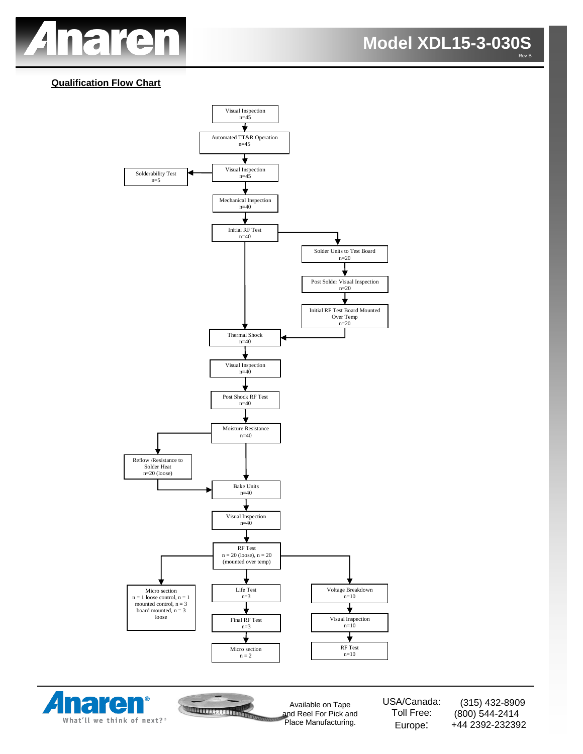## Qualification Flow Chart

Visual Inspection
n=45

↓

Automated TT&R Operation
n=45

↓

Visual Inspection
n=45 → Solderability Test n=5

↓

Mechanical Inspection
n=40

↓

Initial RF Test
n=40

Branch:
- Solder Units to Test Board n=20 → Post Solder Visual Inspection n=20 → Initial RF Test Board Mounted Over Temp n=20 → Thermal Shock

↓

Thermal Shock
n=40

↓

Visual Inspection
n=40

↓

Post Shock RF Test
n=40

↓

Moisture Resistance
n=40

Branch:
- Reflow /Resistance to Solder Heat n=20 (loose) → Bake Units

↓

Bake Units
n=40

↓

Visual Inspection
n=40

↓

RF Test
n = 20 (loose), n = 20 (mounted over temp)

Branches:
- Micro section n = 1 loose control, n = 1 mounted control, n = 3 board mounted, n = 3 loose
- Life Test n=3 → Final RF Test n=3 → Micro section n = 2
- Voltage Breakdown n=10 → Visual Inspection n=10 → RF Test n=10

Available on Tape and Reel For Pick and Place Manufacturing.

| | |
|---|---|
| USA/Canada: | (315) 432-8909 |
| Toll Free: | (800) 544-2414 |
| Europe: | +44 2392-232392 |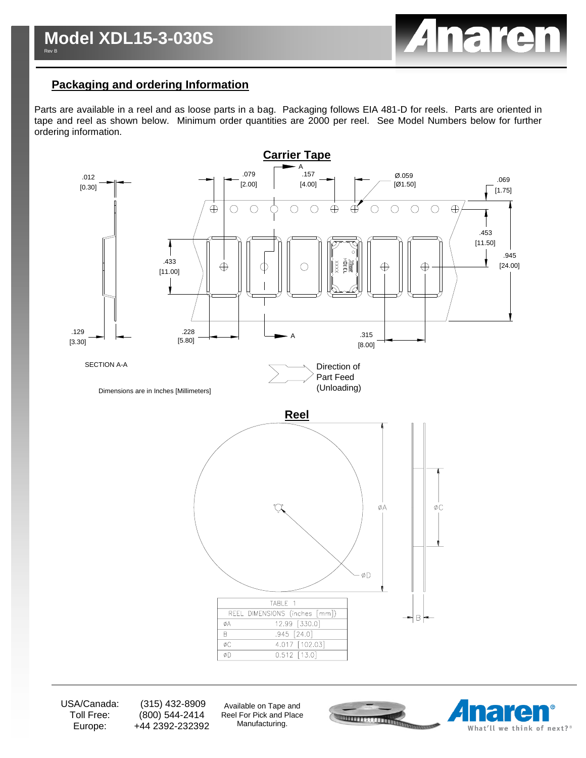## Packaging and ordering Information

Parts are available in a reel and as loose parts in a bag. Packaging follows EIA 481-D for reels. Parts are oriented in tape and reel as shown below. Minimum order quantities are 2000 per reel. See Model Numbers below for further ordering information.

### Carrier Tape

.012 [0.30]

.079 [2.00]

.157 [4.00]

Ø.059 [Ø1.50]

.069 [1.75]

.453 [11.50]

.945 [24.00]

.433 [11.00]

.129 [3.30]

.228 [5.80]

.315 [8.00]

A

SECTION A-A

Direction of Part Feed (Unloading)

Dimensions are in Inches [Millimeters]

### Reel

ØA

ØC

ØD

B

| TABLE 1 | |
|---|---|
| REEL DIMENSIONS (inches [mm]) | |
| ØA | 12.99 [330.0] |
| B | .945 [24.0] |
| ØC | 4.017 [102.03] |
| ØD | 0.512 [13.0] |

USA/Canada: (315) 432-8909
Toll Free: (800) 544-2414
Europe: +44 2392-232392

Available on Tape and Reel For Pick and Place Manufacturing.